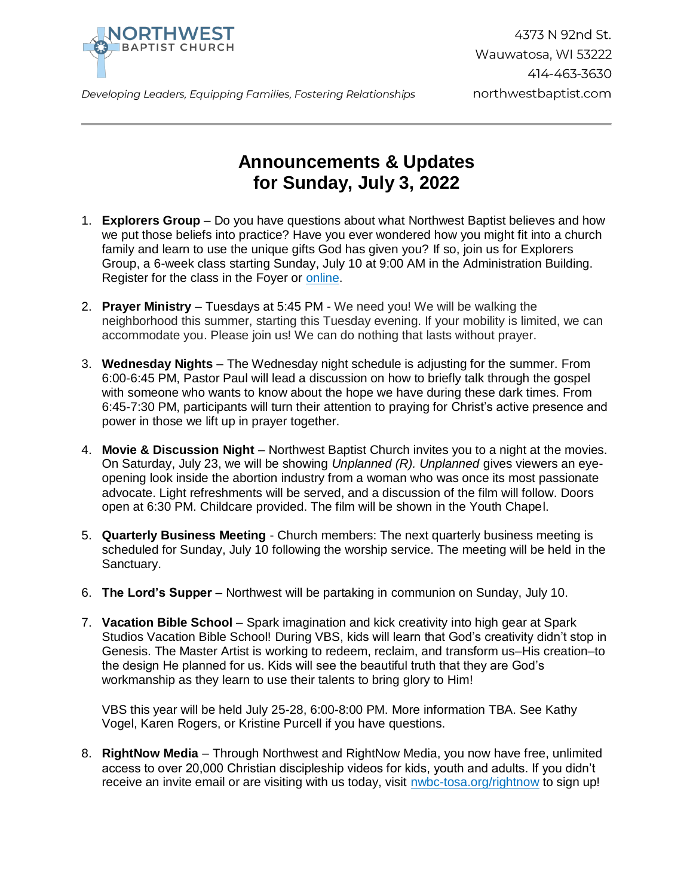NORTHWEST BAPTIST CHURCH

4373 N 92nd St.
Wauwatosa, WI 53222
414-463-3630
northwestbaptist.com

*Developing Leaders, Equipping Families, Fostering Relationships*

---

# Announcements & Updates for Sunday, July 3, 2022

1. **Explorers Group** – Do you have questions about what Northwest Baptist believes and how we put those beliefs into practice? Have you ever wondered how you might fit into a church family and learn to use the unique gifts God has given you? If so, join us for Explorers Group, a 6-week class starting Sunday, July 10 at 9:00 AM in the Administration Building. Register for the class in the Foyer or online.

2. **Prayer Ministry** – Tuesdays at 5:45 PM - We need you! We will be walking the neighborhood this summer, starting this Tuesday evening. If your mobility is limited, we can accommodate you. Please join us! We can do nothing that lasts without prayer.

3. **Wednesday Nights** – The Wednesday night schedule is adjusting for the summer. From 6:00-6:45 PM, Pastor Paul will lead a discussion on how to briefly talk through the gospel with someone who wants to know about the hope we have during these dark times. From 6:45-7:30 PM, participants will turn their attention to praying for Christ's active presence and power in those we lift up in prayer together.

4. **Movie & Discussion Night** – Northwest Baptist Church invites you to a night at the movies. On Saturday, July 23, we will be showing *Unplanned (R). Unplanned* gives viewers an eye-opening look inside the abortion industry from a woman who was once its most passionate advocate. Light refreshments will be served, and a discussion of the film will follow. Doors open at 6:30 PM. Childcare provided. The film will be shown in the Youth Chapel.

5. **Quarterly Business Meeting** - Church members: The next quarterly business meeting is scheduled for Sunday, July 10 following the worship service. The meeting will be held in the Sanctuary.

6. **The Lord's Supper** – Northwest will be partaking in communion on Sunday, July 10.

7. **Vacation Bible School** – Spark imagination and kick creativity into high gear at Spark Studios Vacation Bible School! During VBS, kids will learn that God's creativity didn't stop in Genesis. The Master Artist is working to redeem, reclaim, and transform us–His creation–to the design He planned for us. Kids will see the beautiful truth that they are God's workmanship as they learn to use their talents to bring glory to Him!

   VBS this year will be held July 25-28, 6:00-8:00 PM. More information TBA. See Kathy Vogel, Karen Rogers, or Kristine Purcell if you have questions.

8. **RightNow Media** – Through Northwest and RightNow Media, you now have free, unlimited access to over 20,000 Christian discipleship videos for kids, youth and adults. If you didn't receive an invite email or are visiting with us today, visit nwbc-tosa.org/rightnow to sign up!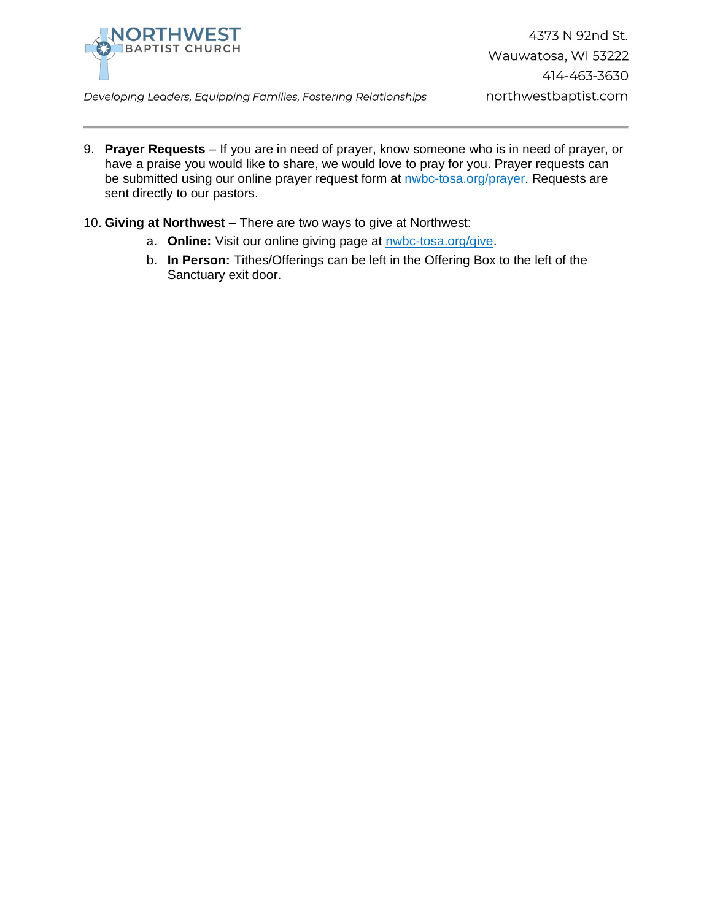9. **Prayer Requests** – If you are in need of prayer, know someone who is in need of prayer, or have a praise you would like to share, we would love to pray for you. Prayer requests can be submitted using our online prayer request form at [nwbc-tosa.org/prayer](nwbc-tosa.org/prayer). Requests are sent directly to our pastors.

10. **Giving at Northwest** – There are two ways to give at Northwest:
    a. **Online:** Visit our online giving page at [nwbc-tosa.org/give](nwbc-tosa.org/give).
    b. **In Person:** Tithes/Offerings can be left in the Offering Box to the left of the Sanctuary exit door.